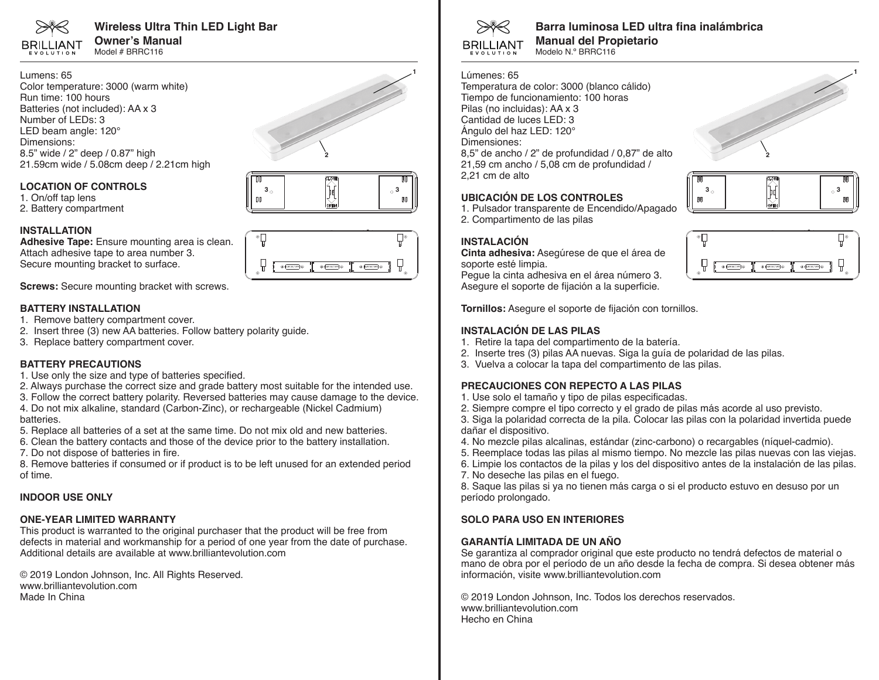# Wireless Ultra Thin LED Light Bar

## Owner's Manual

Model # BRRC116

Lumens: 65
Color temperature: 3000 (warm white)
Run time: 100 hours
Batteries (not included): AA x 3
Number of LEDs: 3
LED beam angle: 120°
Dimensions:
8.5" wide / 2" deep / 0.87" high
21.59cm wide / 5.08cm deep / 2.21cm high

### LOCATION OF CONTROLS

1. On/off tap lens
2. Battery compartment

### INSTALLATION

**Adhesive Tape:** Ensure mounting area is clean. Attach adhesive tape to area number 3. Secure mounting bracket to surface.

**Screws:** Secure mounting bracket with screws.

### BATTERY INSTALLATION

1. Remove battery compartment cover.
2. Insert three (3) new AA batteries. Follow battery polarity guide.
3. Replace battery compartment cover.

### BATTERY PRECAUTIONS

1. Use only the size and type of batteries specified.
2. Always purchase the correct size and grade battery most suitable for the intended use.
3. Follow the correct battery polarity. Reversed batteries may cause damage to the device.
4. Do not mix alkaline, standard (Carbon-Zinc), or rechargeable (Nickel Cadmium) batteries.
5. Replace all batteries of a set at the same time. Do not mix old and new batteries.
6. Clean the battery contacts and those of the device prior to the battery installation.
7. Do not dispose of batteries in fire.
8. Remove batteries if consumed or if product is to be left unused for an extended period of time.

### INDOOR USE ONLY

### ONE-YEAR LIMITED WARRANTY

This product is warranted to the original purchaser that the product will be free from defects in material and workmanship for a period of one year from the date of purchase. Additional details are available at www.brilliantevolution.com

© 2019 London Johnson, Inc. All Rights Reserved.
www.brilliantevolution.com
Made In China

# Barra luminosa LED ultra fina inalámbrica

## Manual del Propietario

Modelo N.º BRRC116

Lúmenes: 65
Temperatura de color: 3000 (blanco cálido)
Tiempo de funcionamiento: 100 horas
Pilas (no incluidas): AA x 3
Cantidad de luces LED: 3
Ángulo del haz LED: 120°
Dimensiones:
8,5" de ancho / 2" de profundidad / 0,87" de alto
21,59 cm ancho / 5,08 cm de profundidad / 2,21 cm de alto

### UBICACIÓN DE LOS CONTROLES

1. Pulsador transparente de Encendido/Apagado
2. Compartimento de las pilas

### INSTALACIÓN

**Cinta adhesiva:** Asegúrese de que el área de soporte esté limpia.
Pegue la cinta adhesiva en el área número 3.
Asegure el soporte de fijación a la superficie.

**Tornillos:** Asegure el soporte de fijación con tornillos.

### INSTALACIÓN DE LAS PILAS

1. Retire la tapa del compartimento de la batería.
2. Inserte tres (3) pilas AA nuevas. Siga la guía de polaridad de las pilas.
3. Vuelva a colocar la tapa del compartimento de las pilas.

### PRECAUCIONES CON REPECTO A LAS PILAS

1. Use solo el tamaño y tipo de pilas especificadas.
2. Siempre compre el tipo correcto y el grado de pilas más acorde al uso previsto.
3. Siga la polaridad correcta de la pila. Colocar las pilas con la polaridad invertida puede dañar el dispositivo.
4. No mezcle pilas alcalinas, estándar (zinc-carbono) o recargables (níquel-cadmio).
5. Reemplace todas las pilas al mismo tiempo. No mezcle las pilas nuevas con las viejas.
6. Limpie los contactos de la pilas y los del dispositivo antes de la instalación de las pilas.
7. No deseche las pilas en el fuego.
8. Saque las pilas si ya no tienen más carga o si el producto estuvo en desuso por un período prolongado.

### SOLO PARA USO EN INTERIORES

### GARANTÍA LIMITADA DE UN AÑO

Se garantiza al comprador original que este producto no tendrá defectos de material o mano de obra por el período de un año desde la fecha de compra. Si desea obtener más información, visite www.brilliantevolution.com

© 2019 London Johnson, Inc. Todos los derechos reservados.
www.brilliantevolution.com
Hecho en China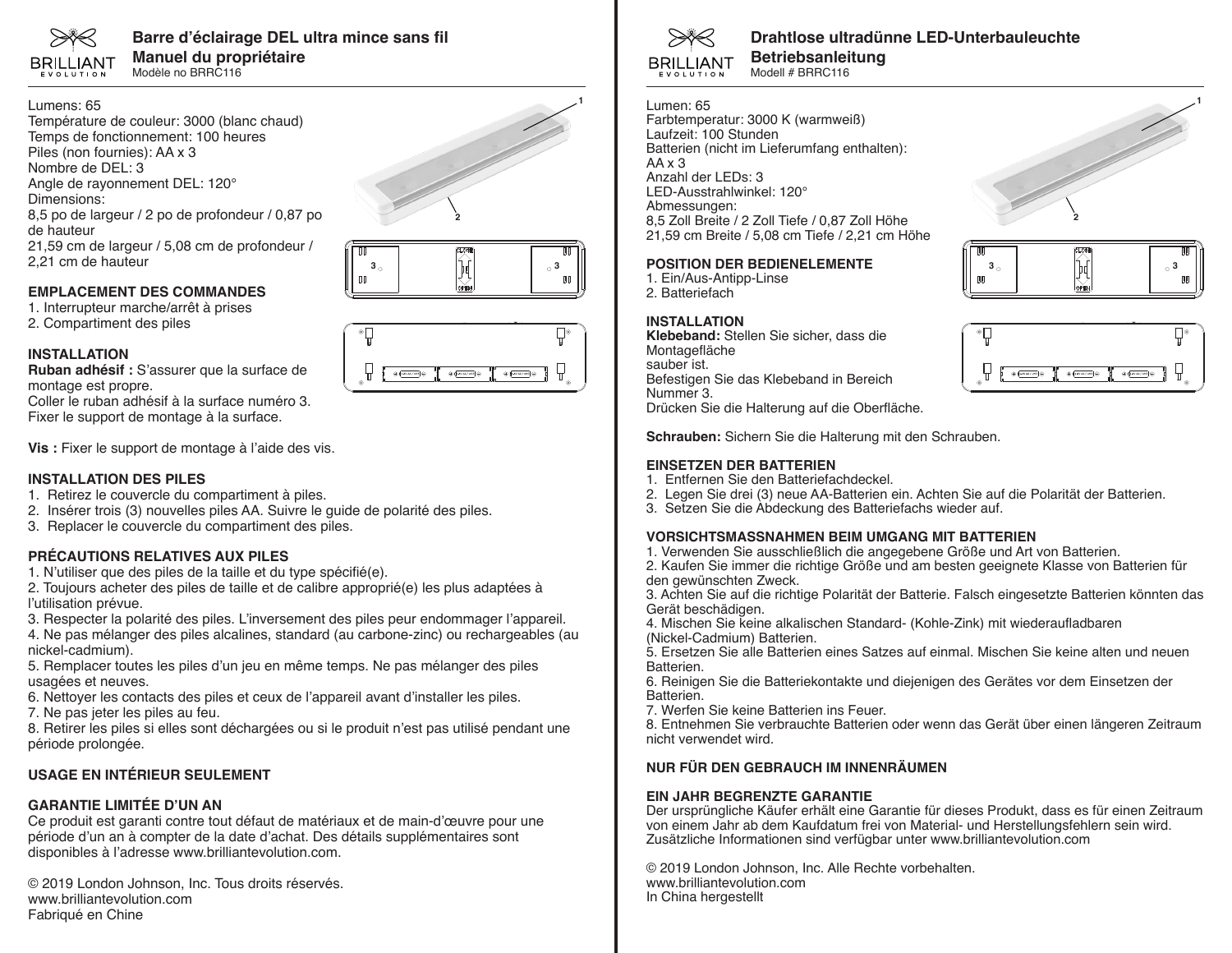# Barre d'éclairage DEL ultra mince sans fil
## Manuel du propriétaire
Modèle no BRRC116

Lumens: 65
Température de couleur: 3000 (blanc chaud)
Temps de fonctionnement: 100 heures
Piles (non fournies): AA x 3
Nombre de DEL: 3
Angle de rayonnement DEL: 120°
Dimensions:
8,5 po de largeur / 2 po de profondeur / 0,87 po de hauteur
21,59 cm de largeur / 5,08 cm de profondeur / 2,21 cm de hauteur

### EMPLACEMENT DES COMMANDES
1. Interrupteur marche/arrêt à prises
2. Compartiment des piles

### INSTALLATION
**Ruban adhésif :** S'assurer que la surface de montage est propre.
Coller le ruban adhésif à la surface numéro 3.
Fixer le support de montage à la surface.

**Vis :** Fixer le support de montage à l'aide des vis.

### INSTALLATION DES PILES
1. Retirez le couvercle du compartiment à piles.
2. Insérer trois (3) nouvelles piles AA. Suivre le guide de polarité des piles.
3. Replacer le couvercle du compartiment des piles.

### PRÉCAUTIONS RELATIVES AUX PILES
1. N'utiliser que des piles de la taille et du type spécifié(e).
2. Toujours acheter des piles de taille et de calibre approprié(e) les plus adaptées à l'utilisation prévue.
3. Respecter la polarité des piles. L'inversement des piles peur endommager l'appareil.
4. Ne pas mélanger des piles alcalines, standard (au carbone-zinc) ou rechargeables (au nickel-cadmium).
5. Remplacer toutes les piles d'un jeu en même temps. Ne pas mélanger des piles usagées et neuves.
6. Nettoyer les contacts des piles et ceux de l'appareil avant d'installer les piles.
7. Ne pas jeter les piles au feu.
8. Retirer les piles si elles sont déchargées ou si le produit n'est pas utilisé pendant une période prolongée.

### USAGE EN INTÉRIEUR SEULEMENT

### GARANTIE LIMITÉE D'UN AN
Ce produit est garanti contre tout défaut de matériaux et de main-d'œuvre pour une période d'un an à compter de la date d'achat. Des détails supplémentaires sont disponibles à l'adresse www.brilliantevolution.com.

© 2019 London Johnson, Inc. Tous droits réservés.
www.brilliantevolution.com
Fabriqué en Chine

# Drahtlose ultradünne LED-Unterbauleuchte
## Betriebsanleitung
Modell # BRRC116

Lumen: 65
Farbtemperatur: 3000 K (warmweiß)
Laufzeit: 100 Stunden
Batterien (nicht im Lieferumfang enthalten): AA x 3
Anzahl der LEDs: 3
LED-Ausstrahlwinkel: 120°
Abmessungen:
8,5 Zoll Breite / 2 Zoll Tiefe / 0,87 Zoll Höhe
21,59 cm Breite / 5,08 cm Tiefe / 2,21 cm Höhe

### POSITION DER BEDIENELEMENTE
1. Ein/Aus-Antipp-Linse
2. Batteriefach

### INSTALLATION
**Klebeband:** Stellen Sie sicher, dass die Montagefläche sauber ist.
Befestigen Sie das Klebeband in Bereich Nummer 3.
Drücken Sie die Halterung auf die Oberfläche.

**Schrauben:** Sichern Sie die Halterung mit den Schrauben.

### EINSETZEN DER BATTERIEN
1. Entfernen Sie den Batteriefachdeckel.
2. Legen Sie drei (3) neue AA-Batterien ein. Achten Sie auf die Polarität der Batterien.
3. Setzen Sie die Abdeckung des Batteriefachs wieder auf.

### VORSICHTSMASSNAHMEN BEIM UMGANG MIT BATTERIEN
1. Verwenden Sie ausschließlich die angegebene Größe und Art von Batterien.
2. Kaufen Sie immer die richtige Größe und am besten geeignete Klasse von Batterien für den gewünschten Zweck.
3. Achten Sie auf die richtige Polarität der Batterie. Falsch eingesetzte Batterien könnten das Gerät beschädigen.
4. Mischen Sie keine alkalischen Standard- (Kohle-Zink) mit wiederaufladbaren (Nickel-Cadmium) Batterien.
5. Ersetzen Sie alle Batterien eines Satzes auf einmal. Mischen Sie keine alten und neuen Batterien.
6. Reinigen Sie die Batteriekontakte und diejenigen des Gerätes vor dem Einsetzen der Batterien.
7. Werfen Sie keine Batterien ins Feuer.
8. Entnehmen Sie verbrauchte Batterien oder wenn das Gerät über einen längeren Zeitraum nicht verwendet wird.

### NUR FÜR DEN GEBRAUCH IM INNENRÄUMEN

### EIN JAHR BEGRENZTE GARANTIE
Der ursprüngliche Käufer erhält eine Garantie für dieses Produkt, dass es für einen Zeitraum von einem Jahr ab dem Kaufdatum frei von Material- und Herstellungsfehlern sein wird. Zusätzliche Informationen sind verfügbar unter www.brilliantevolution.com

© 2019 London Johnson, Inc. Alle Rechte vorbehalten.
www.brilliantevolution.com
In China hergestellt